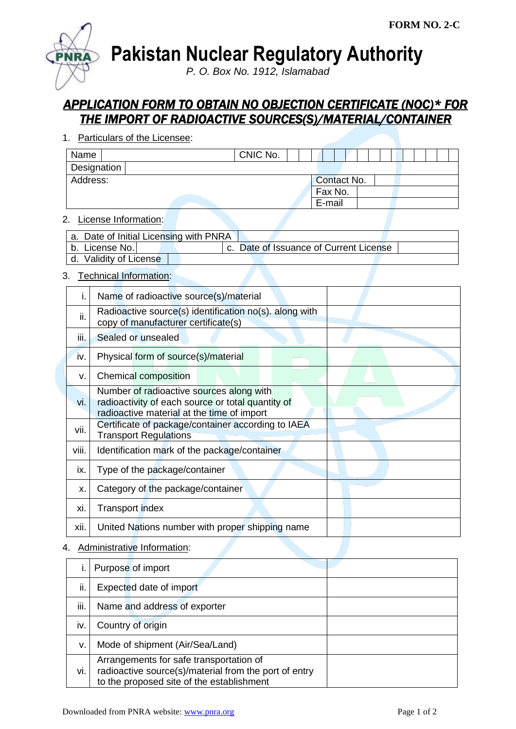FORM NO. 2-C

# Pakistan Nuclear Regulatory Authority

*P. O. Box No. 1912, Islamabad*

## *APPLICATION FORM TO OBTAIN NO OBJECTION CERTIFICATE (NOC)* FOR THE IMPORT OF RADIOACTIVE SOURCES(S)/MATERIAL/CONTAINER*

1. Particulars of the Licensee:

| Name | | CNIC No. | |
|---|---|---|---|
| Designation | | | |
| Address: | | Contact No. | |
| | | Fax No. | |
| | | E-mail | |

2. License Information:

| a. Date of Initial Licensing with PNRA | | | |
|---|---|---|---|
| b. License No. | | c. Date of Issuance of Current License | |
| d. Validity of License | | | |

3. Technical Information:

| | | |
|---|---|---|
| i. | Name of radioactive source(s)/material | |
| ii. | Radioactive source(s) identification no(s). along with copy of manufacturer certificate(s) | |
| iii. | Sealed or unsealed | |
| iv. | Physical form of source(s)/material | |
| v. | Chemical composition | |
| vi. | Number of radioactive sources along with radioactivity of each source or total quantity of radioactive material at the time of import | |
| vii. | Certificate of package/container according to IAEA Transport Regulations | |
| viii. | Identification mark of the package/container | |
| ix. | Type of the package/container | |
| x. | Category of the package/container | |
| xi. | Transport index | |
| xii. | United Nations number with proper shipping name | |

4. Administrative Information:

| | | |
|---|---|---|
| i. | Purpose of import | |
| ii. | Expected date of import | |
| iii. | Name and address of exporter | |
| iv. | Country of origin | |
| v. | Mode of shipment (Air/Sea/Land) | |
| vi. | Arrangements for safe transportation of radioactive source(s)/material from the port of entry to the proposed site of the establishment | |

Downloaded from PNRA website: www.pnra.org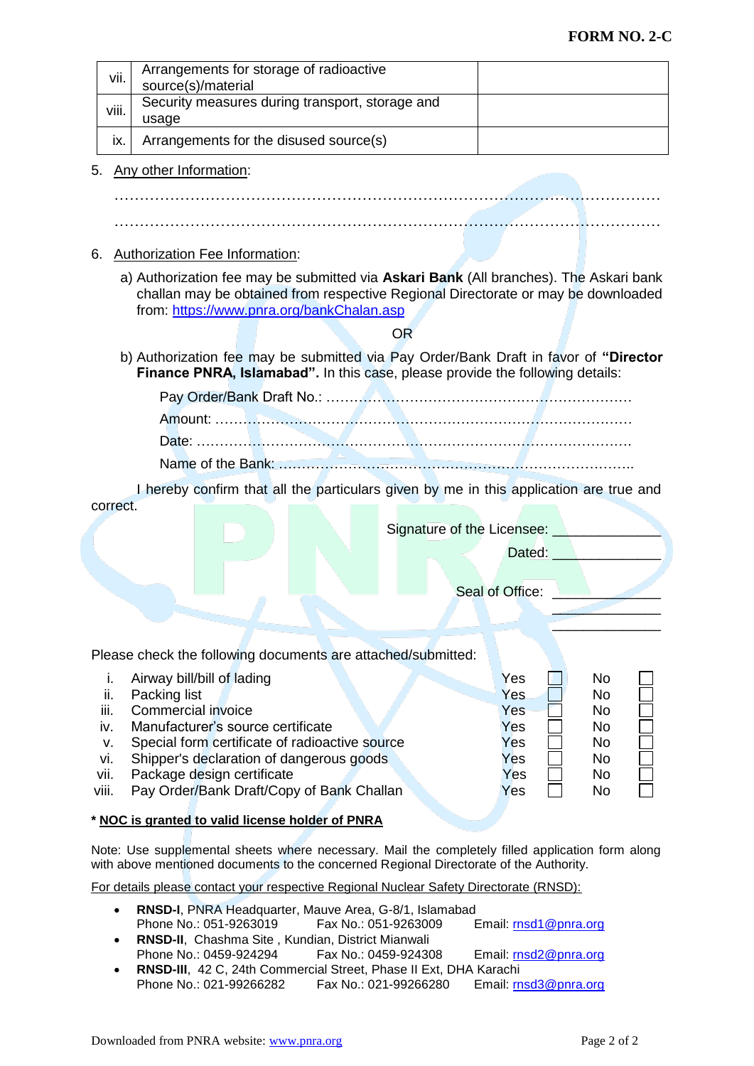**FORM NO. 2-C**

| | | |
|---|---|---|
| vii. | Arrangements for storage of radioactive source(s)/material | |
| viii. | Security measures during transport, storage and usage | |
| ix. | Arrangements for the disused source(s) | |

5. Any other Information:

…………………………………………………………………………………………………………

…………………………………………………………………………………………………………

6. Authorization Fee Information:

a) Authorization fee may be submitted via **Askari Bank** (All branches). The Askari bank challan may be obtained from respective Regional Directorate or may be downloaded from: https://www.pnra.org/bankChalan.asp

OR

b) Authorization fee may be submitted via Pay Order/Bank Draft in favor of **"Director Finance PNRA, Islamabad".** In this case, please provide the following details:

Pay Order/Bank Draft No.: …………………………………………………………

Amount: …………………………………………………………………………

Date: ……………………………………………………………………………

Name of the Bank: ……………………………………………………………..

I hereby confirm that all the particulars given by me in this application are true and correct.

Signature of the Licensee: _____________

Dated: _____________

Seal of Office: _____________

_____________

_____________

Please check the following documents are attached/submitted:

| | | | | | |
|---|---|---|---|---|---|
| i. | Airway bill/bill of lading | Yes | ☐ | No | ☐ |
| ii. | Packing list | Yes | ☐ | No | ☐ |
| iii. | Commercial invoice | Yes | ☐ | No | ☐ |
| iv. | Manufacturer's source certificate | Yes | ☐ | No | ☐ |
| v. | Special form certificate of radioactive source | Yes | ☐ | No | ☐ |
| vi. | Shipper's declaration of dangerous goods | Yes | ☐ | No | ☐ |
| vii. | Package design certificate | Yes | ☐ | No | ☐ |
| viii. | Pay Order/Bank Draft/Copy of Bank Challan | Yes | ☐ | No | ☐ |

**\* NOC is granted to valid license holder of PNRA**

Note: Use supplemental sheets where necessary. Mail the completely filled application form along with above mentioned documents to the concerned Regional Directorate of the Authority.

For details please contact your respective Regional Nuclear Safety Directorate (RNSD):

- **RNSD-I**, PNRA Headquarter, Mauve Area, G-8/1, Islamabad
  Phone No.: 051-9263019 Fax No.: 051-9263009 Email: rnsd1@pnra.org
- **RNSD-II**, Chashma Site , Kundian, District Mianwali
  Phone No.: 0459-924294 Fax No.: 0459-924308 Email: rnsd2@pnra.org
- **RNSD-III**, 42 C, 24th Commercial Street, Phase II Ext, DHA Karachi
  Phone No.: 021-99266282 Fax No.: 021-99266280 Email: rnsd3@pnra.org

Downloaded from PNRA website: www.pnra.org